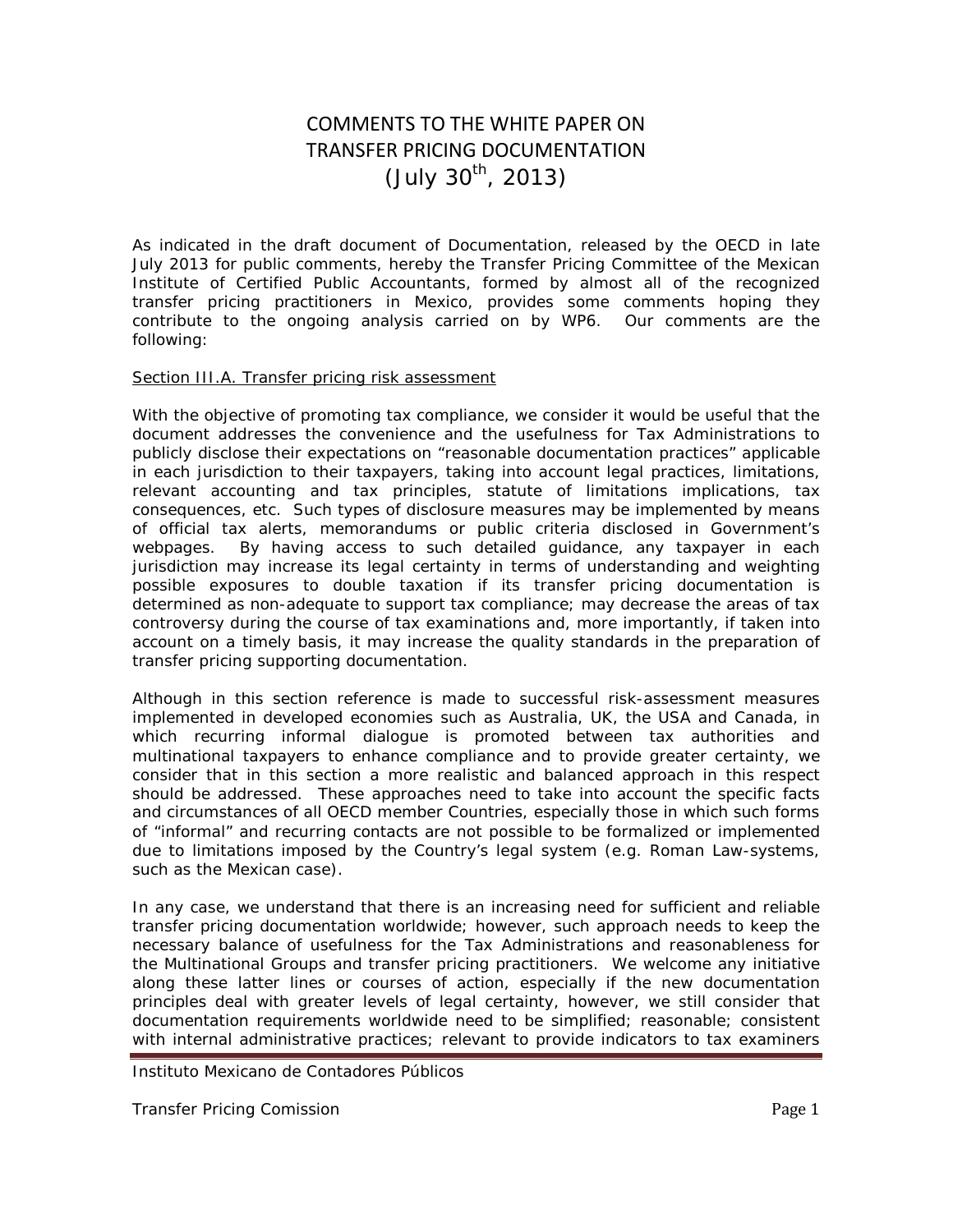# COMMENTS TO THE WHITE PAPER ON TRANSFER PRICING DOCUMENTATION (July 30th, 2013)

As indicated in the draft document of Documentation, released by the OECD in late July 2013 for public comments, hereby the Transfer Pricing Committee of the Mexican Institute of Certified Public Accountants, formed by almost all of the recognized transfer pricing practitioners in Mexico, provides some comments hoping they contribute to the ongoing analysis carried on by WP6. Our comments are the following:

<u>Section III.A. Transfer pricing risk assessment</u>

With the objective of promoting tax compliance, we consider it would be useful that the document addresses the convenience and the usefulness for Tax Administrations to publicly disclose their expectations on "reasonable documentation practices" applicable in each jurisdiction to their taxpayers, taking into account legal practices, limitations, relevant accounting and tax principles, statute of limitations implications, tax consequences, etc. Such types of disclosure measures may be implemented by means of official tax alerts, memorandums or public criteria disclosed in Government's webpages. By having access to such detailed guidance, any taxpayer in each jurisdiction may increase its legal certainty in terms of understanding and weighting possible exposures to double taxation if its transfer pricing documentation is determined as non-adequate to support tax compliance; may decrease the areas of tax controversy during the course of tax examinations and, more importantly, if taken into account on a timely basis, it may increase the quality standards in the preparation of transfer pricing supporting documentation.

Although in this section reference is made to successful risk-assessment measures implemented in developed economies such as Australia, UK, the USA and Canada, in which recurring informal dialogue is promoted between tax authorities and multinational taxpayers to enhance compliance and to provide greater certainty, we consider that in this section a more realistic and balanced approach in this respect should be addressed. These approaches need to take into account the specific facts and circumstances of all OECD member Countries, especially those in which such forms of "informal" and recurring contacts are not possible to be formalized or implemented due to limitations imposed by the Country's legal system (e.g. Roman Law-systems, such as the Mexican case).

In any case, we understand that there is an increasing need for sufficient and reliable transfer pricing documentation worldwide; however, such approach needs to keep the necessary balance of usefulness for the Tax Administrations and reasonableness for the Multinational Groups and transfer pricing practitioners. We welcome any initiative along these latter lines or courses of action, especially if the new documentation principles deal with greater levels of legal certainty, however, we still consider that documentation requirements worldwide need to be simplified; reasonable; consistent with internal administrative practices; relevant to provide indicators to tax examiners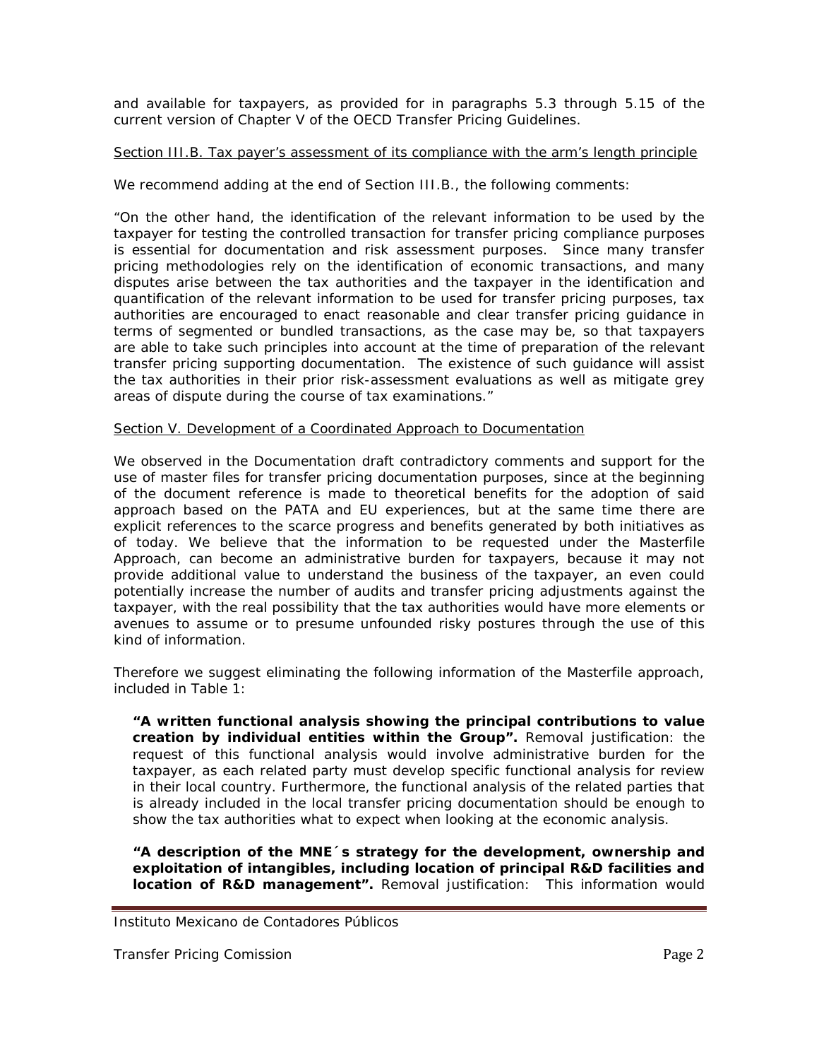and available for taxpayers, as provided for in paragraphs 5.3 through 5.15 of the current version of Chapter V of the OECD Transfer Pricing Guidelines.

Section III.B. Tax payer's assessment of its compliance with the arm's length principle

We recommend adding at the end of Section III.B., the following comments:

"On the other hand, the identification of the relevant information to be used by the taxpayer for testing the controlled transaction for transfer pricing compliance purposes is essential for documentation and risk assessment purposes. Since many transfer pricing methodologies rely on the identification of economic transactions, and many disputes arise between the tax authorities and the taxpayer in the identification and quantification of the relevant information to be used for transfer pricing purposes, tax authorities are encouraged to enact reasonable and clear transfer pricing guidance in terms of segmented or bundled transactions, as the case may be, so that taxpayers are able to take such principles into account at the time of preparation of the relevant transfer pricing supporting documentation. The existence of such guidance will assist the tax authorities in their prior risk-assessment evaluations as well as mitigate grey areas of dispute during the course of tax examinations."

Section V. Development of a Coordinated Approach to Documentation

We observed in the Documentation draft contradictory comments and support for the use of master files for transfer pricing documentation purposes, since at the beginning of the document reference is made to theoretical benefits for the adoption of said approach based on the PATA and EU experiences, but at the same time there are explicit references to the scarce progress and benefits generated by both initiatives as of today. We believe that the information to be requested under the Masterfile Approach, can become an administrative burden for taxpayers, because it may not provide additional value to understand the business of the taxpayer, an even could potentially increase the number of audits and transfer pricing adjustments against the taxpayer, with the real possibility that the tax authorities would have more elements or avenues to assume or to presume unfounded risky postures through the use of this kind of information.

Therefore we suggest eliminating the following information of the Masterfile approach, included in Table 1:

**"A written functional analysis showing the principal contributions to value creation by individual entities within the Group".** Removal justification: the request of this functional analysis would involve administrative burden for the taxpayer, as each related party must develop specific functional analysis for review in their local country. Furthermore, the functional analysis of the related parties that is already included in the local transfer pricing documentation should be enough to show the tax authorities what to expect when looking at the economic analysis.

**"A description of the MNE´s strategy for the development, ownership and exploitation of intangibles, including location of principal R&D facilities and location of R&D management".** Removal justification: This information would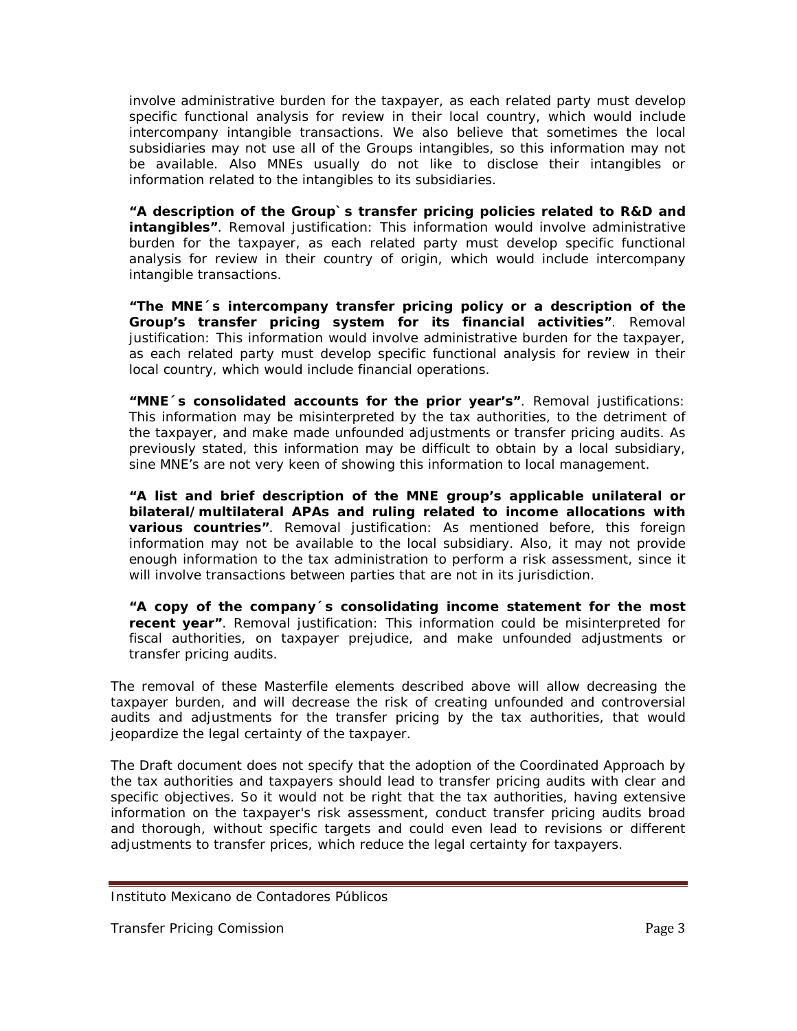involve administrative burden for the taxpayer, as each related party must develop specific functional analysis for review in their local country, which would include intercompany intangible transactions. We also believe that sometimes the local subsidiaries may not use all of the Groups intangibles, so this information may not be available. Also MNEs usually do not like to disclose their intangibles or information related to the intangibles to its subsidiaries.

**"A description of the Group`s transfer pricing policies related to R&D and intangibles"**. Removal justification: This information would involve administrative burden for the taxpayer, as each related party must develop specific functional analysis for review in their country of origin, which would include intercompany intangible transactions.

**"The MNE´s intercompany transfer pricing policy or a description of the Group's transfer pricing system for its financial activities"**. Removal justification: This information would involve administrative burden for the taxpayer, as each related party must develop specific functional analysis for review in their local country, which would include financial operations.

**"MNE´s consolidated accounts for the prior year's"**. Removal justifications: This information may be misinterpreted by the tax authorities, to the detriment of the taxpayer, and make made unfounded adjustments or transfer pricing audits. As previously stated, this information may be difficult to obtain by a local subsidiary, sine MNE's are not very keen of showing this information to local management.

**"A list and brief description of the MNE group's applicable unilateral or bilateral/multilateral APAs and ruling related to income allocations with various countries"**. Removal justification: As mentioned before, this foreign information may not be available to the local subsidiary. Also, it may not provide enough information to the tax administration to perform a risk assessment, since it will involve transactions between parties that are not in its jurisdiction.

**"A copy of the company´s consolidating income statement for the most recent year"**. Removal justification: This information could be misinterpreted for fiscal authorities, on taxpayer prejudice, and make unfounded adjustments or transfer pricing audits.

The removal of these Masterfile elements described above will allow decreasing the taxpayer burden, and will decrease the risk of creating unfounded and controversial audits and adjustments for the transfer pricing by the tax authorities, that would jeopardize the legal certainty of the taxpayer.

The Draft document does not specify that the adoption of the Coordinated Approach by the tax authorities and taxpayers should lead to transfer pricing audits with clear and specific objectives. So it would not be right that the tax authorities, having extensive information on the taxpayer's risk assessment, conduct transfer pricing audits broad and thorough, without specific targets and could even lead to revisions or different adjustments to transfer prices, which reduce the legal certainty for taxpayers.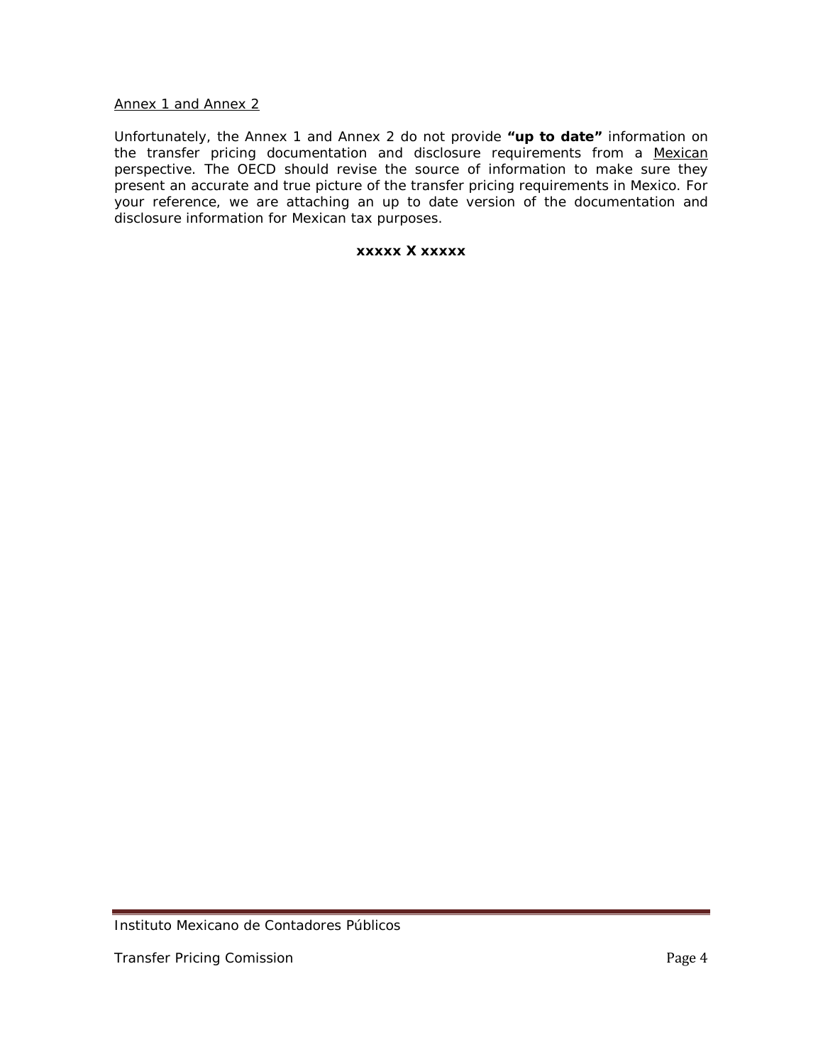<u>Annex 1 and Annex 2</u>

Unfortunately, the Annex 1 and Annex 2 do not provide **"up to date"** information on the transfer pricing documentation and disclosure requirements from a <u>Mexican</u> perspective. The OECD should revise the source of information to make sure they present an accurate and true picture of the transfer pricing requirements in Mexico. For your reference, we are attaching an up to date version of the documentation and disclosure information for Mexican tax purposes.

**xxxxx X xxxxx**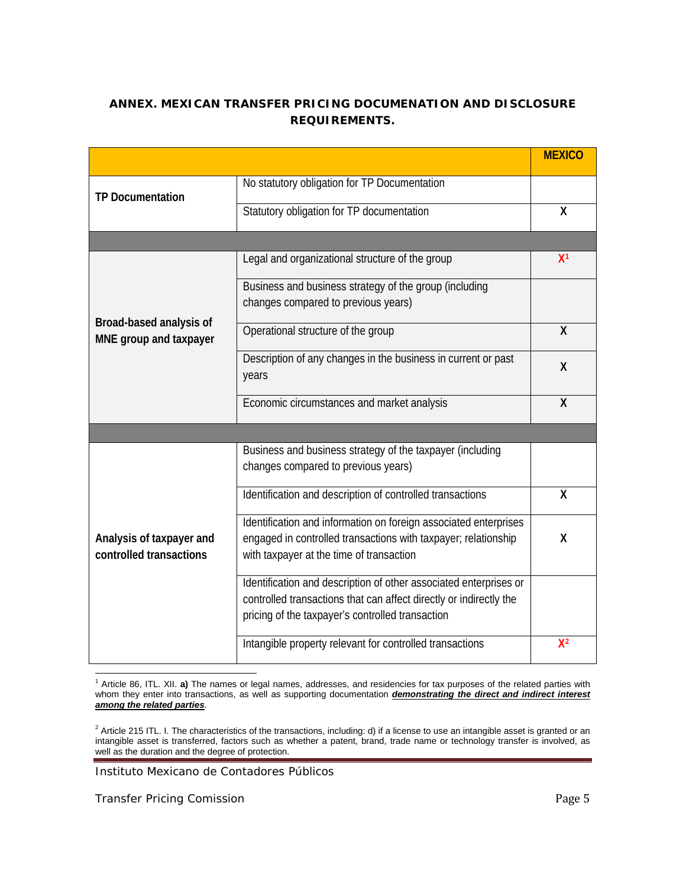## ANNEX. MEXICAN TRANSFER PRICING DOCUMENATION AND DISCLOSURE REQUIREMENTS.

| | | MEXICO |
|---|---|---|
| TP Documentation | No statutory obligation for TP Documentation | |
| | Statutory obligation for TP documentation | X |
| | | |
| Broad-based analysis of MNE group and taxpayer | Legal and organizational structure of the group | X[1] |
| | Business and business strategy of the group (including changes compared to previous years) | |
| | Operational structure of the group | X |
| | Description of any changes in the business in current or past years | X |
| | Economic circumstances and market analysis | X |
| | | |
| Analysis of taxpayer and controlled transactions | Business and business strategy of the taxpayer (including changes compared to previous years) | |
| | Identification and description of controlled transactions | X |
| | Identification and information on foreign associated enterprises engaged in controlled transactions with taxpayer; relationship with taxpayer at the time of transaction | X |
| | Identification and description of other associated enterprises or controlled transactions that can affect directly or indirectly the pricing of the taxpayer's controlled transaction | |
| | Intangible property relevant for controlled transactions | X[2] |

[1] Article 86, ITL. XII. **a)** The names or legal names, addresses, and residencies for tax purposes of the related parties with whom they enter into transactions, as well as supporting documentation ***demonstrating the direct and indirect interest among the related parties***.

[2] Article 215 ITL. I. The characteristics of the transactions, including: d) if a license to use an intangible asset is granted or an intangible asset is transferred, factors such as whether a patent, brand, trade name or technology transfer is involved, as well as the duration and the degree of protection.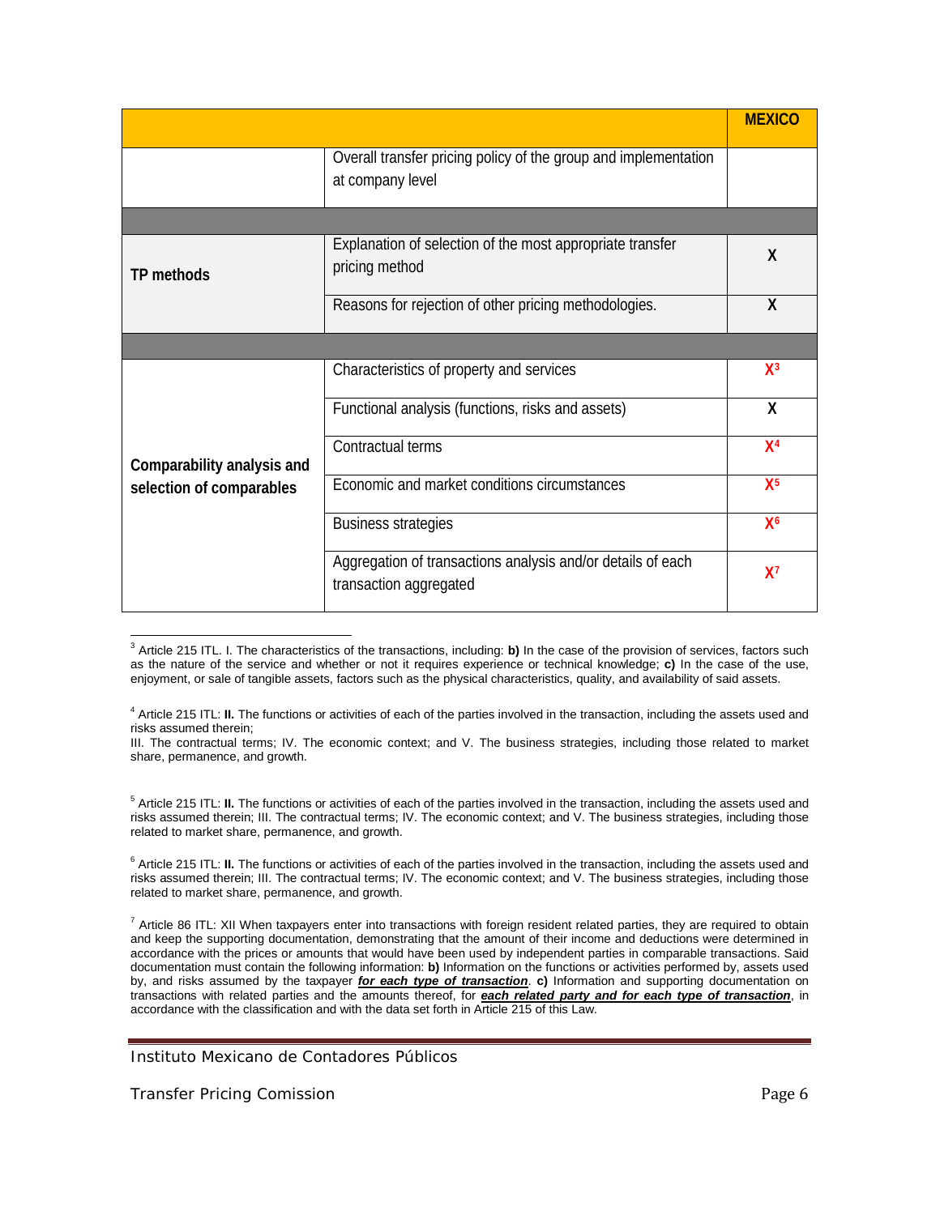| | | MEXICO |
|---|---|---|
| | Overall transfer pricing policy of the group and implementation at company level | |
| | | |
| TP methods | Explanation of selection of the most appropriate transfer pricing method | X |
| | Reasons for rejection of other pricing methodologies. | X |
| | | |
| Comparability analysis and selection of comparables | Characteristics of property and services | X[3] |
| | Functional analysis (functions, risks and assets) | X |
| | Contractual terms | X[4] |
| | Economic and market conditions circumstances | X[5] |
| | Business strategies | X[6] |
| | Aggregation of transactions analysis and/or details of each transaction aggregated | X[7] |

[3] Article 215 ITL. I. The characteristics of the transactions, including: **b)** In the case of the provision of services, factors such as the nature of the service and whether or not it requires experience or technical knowledge; **c)** In the case of the use, enjoyment, or sale of tangible assets, factors such as the physical characteristics, quality, and availability of said assets.

[4] Article 215 ITL: **II.** The functions or activities of each of the parties involved in the transaction, including the assets used and risks assumed therein;
III. The contractual terms; IV. The economic context; and V. The business strategies, including those related to market share, permanence, and growth.

[5] Article 215 ITL: **II.** The functions or activities of each of the parties involved in the transaction, including the assets used and risks assumed therein; III. The contractual terms; IV. The economic context; and V. The business strategies, including those related to market share, permanence, and growth.

[6] Article 215 ITL: **II.** The functions or activities of each of the parties involved in the transaction, including the assets used and risks assumed therein; III. The contractual terms; IV. The economic context; and V. The business strategies, including those related to market share, permanence, and growth.

[7] Article 86 ITL: XII When taxpayers enter into transactions with foreign resident related parties, they are required to obtain and keep the supporting documentation, demonstrating that the amount of their income and deductions were determined in accordance with the prices or amounts that would have been used by independent parties in comparable transactions. Said documentation must contain the following information: **b)** Information on the functions or activities performed by, assets used by, and risks assumed by the taxpayer ***for each type of transaction***. **c)** Information and supporting documentation on transactions with related parties and the amounts thereof, for ***each related party and for each type of transaction***, in accordance with the classification and with the data set forth in Article 215 of this Law.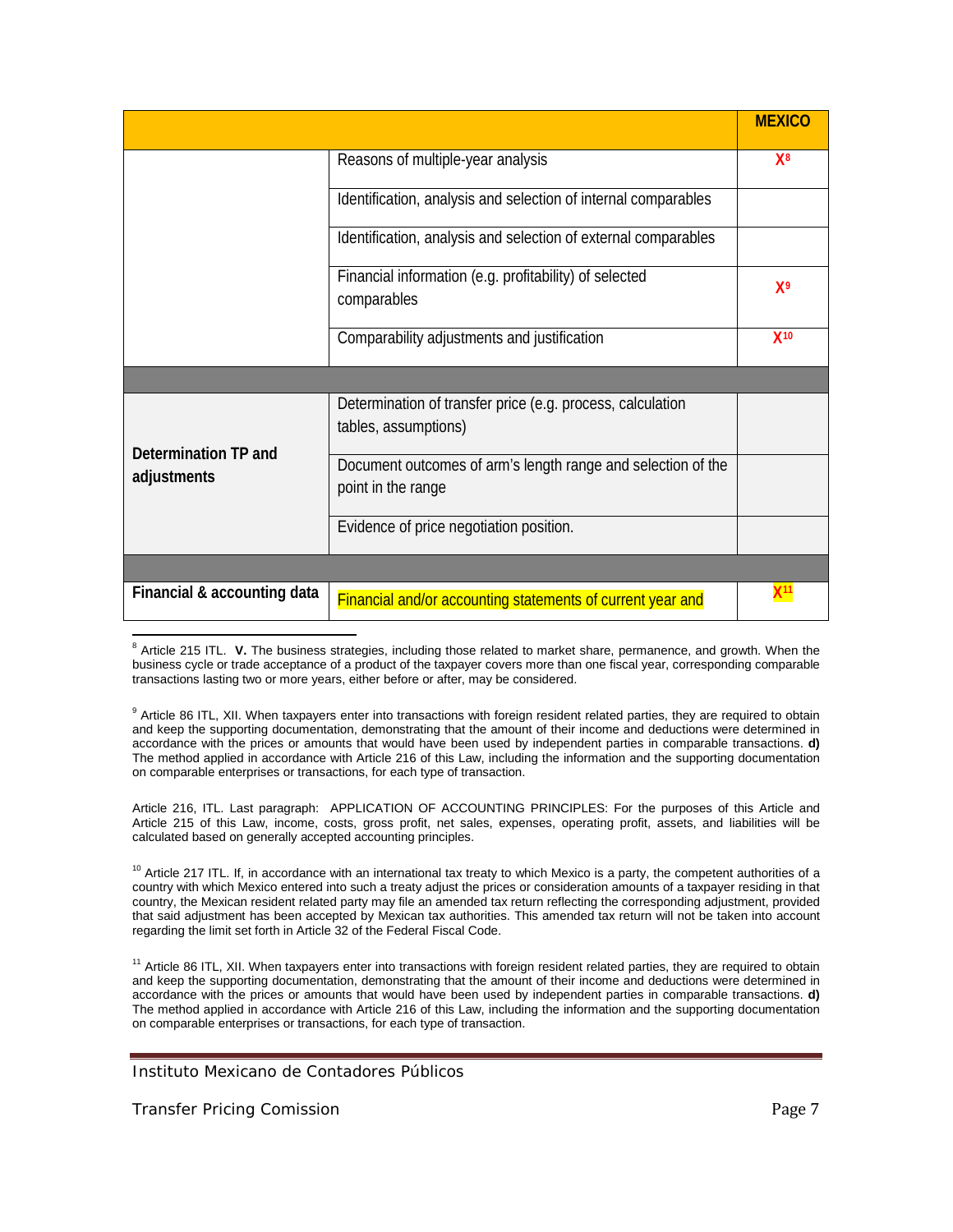| | | MEXICO |
|---|---|---|
| | Reasons of multiple-year analysis | X[8] |
| | Identification, analysis and selection of internal comparables | |
| | Identification, analysis and selection of external comparables | |
| | Financial information (e.g. profitability) of selected comparables | X[9] |
| | Comparability adjustments and justification | X[10] |
| | | |
| **Determination TP and adjustments** | Determination of transfer price (e.g. process, calculation tables, assumptions) | |
| | Document outcomes of arm's length range and selection of the point in the range | |
| | Evidence of price negotiation position. | |
| | | |
| **Financial & accounting data** | Financial and/or accounting statements of current year and | X[11] |

[8] Article 215 ITL. **V.** The business strategies, including those related to market share, permanence, and growth. When the business cycle or trade acceptance of a product of the taxpayer covers more than one fiscal year, corresponding comparable transactions lasting two or more years, either before or after, may be considered.

[9] Article 86 ITL, XII. When taxpayers enter into transactions with foreign resident related parties, they are required to obtain and keep the supporting documentation, demonstrating that the amount of their income and deductions were determined in accordance with the prices or amounts that would have been used by independent parties in comparable transactions. **d)** The method applied in accordance with Article 216 of this Law, including the information and the supporting documentation on comparable enterprises or transactions, for each type of transaction.

Article 216, ITL. Last paragraph: APPLICATION OF ACCOUNTING PRINCIPLES: For the purposes of this Article and Article 215 of this Law, income, costs, gross profit, net sales, expenses, operating profit, assets, and liabilities will be calculated based on generally accepted accounting principles.

[10] Article 217 ITL. If, in accordance with an international tax treaty to which Mexico is a party, the competent authorities of a country with which Mexico entered into such a treaty adjust the prices or consideration amounts of a taxpayer residing in that country, the Mexican resident related party may file an amended tax return reflecting the corresponding adjustment, provided that said adjustment has been accepted by Mexican tax authorities. This amended tax return will not be taken into account regarding the limit set forth in Article 32 of the Federal Fiscal Code.

[11] Article 86 ITL, XII. When taxpayers enter into transactions with foreign resident related parties, they are required to obtain and keep the supporting documentation, demonstrating that the amount of their income and deductions were determined in accordance with the prices or amounts that would have been used by independent parties in comparable transactions. **d)** The method applied in accordance with Article 216 of this Law, including the information and the supporting documentation on comparable enterprises or transactions, for each type of transaction.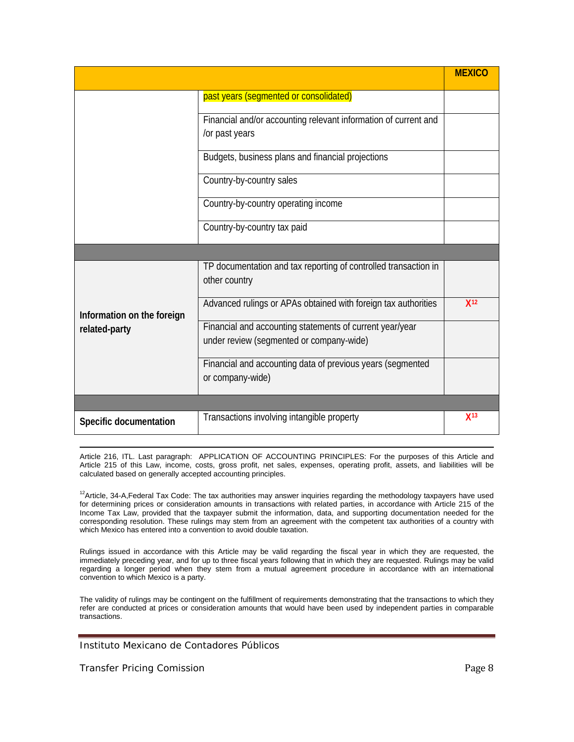| | | MEXICO |
|---|---|---|
| | past years (segmented or consolidated) | |
| | Financial and/or accounting relevant information of current and /or past years | |
| | Budgets, business plans and financial projections | |
| | Country-by-country sales | |
| | Country-by-country operating income | |
| | Country-by-country tax paid | |
| | | |
| **Information on the foreign related-party** | TP documentation and tax reporting of controlled transaction in other country | |
| | Advanced rulings or APAs obtained with foreign tax authorities | X[12] |
| | Financial and accounting statements of current year/year under review (segmented or company-wide) | |
| | Financial and accounting data of previous years (segmented or company-wide) | |
| | | |
| **Specific documentation** | Transactions involving intangible property | X[13] |

---

Article 216, ITL. Last paragraph: APPLICATION OF ACCOUNTING PRINCIPLES: For the purposes of this Article and Article 215 of this Law, income, costs, gross profit, net sales, expenses, operating profit, assets, and liabilities will be calculated based on generally accepted accounting principles.

[12]Article, 34-A,Federal Tax Code: The tax authorities may answer inquiries regarding the methodology taxpayers have used for determining prices or consideration amounts in transactions with related parties, in accordance with Article 215 of the Income Tax Law, provided that the taxpayer submit the information, data, and supporting documentation needed for the corresponding resolution. These rulings may stem from an agreement with the competent tax authorities of a country with which Mexico has entered into a convention to avoid double taxation.

Rulings issued in accordance with this Article may be valid regarding the fiscal year in which they are requested, the immediately preceding year, and for up to three fiscal years following that in which they are requested. Rulings may be valid regarding a longer period when they stem from a mutual agreement procedure in accordance with an international convention to which Mexico is a party.

The validity of rulings may be contingent on the fulfillment of requirements demonstrating that the transactions to which they refer are conducted at prices or consideration amounts that would have been used by independent parties in comparable transactions.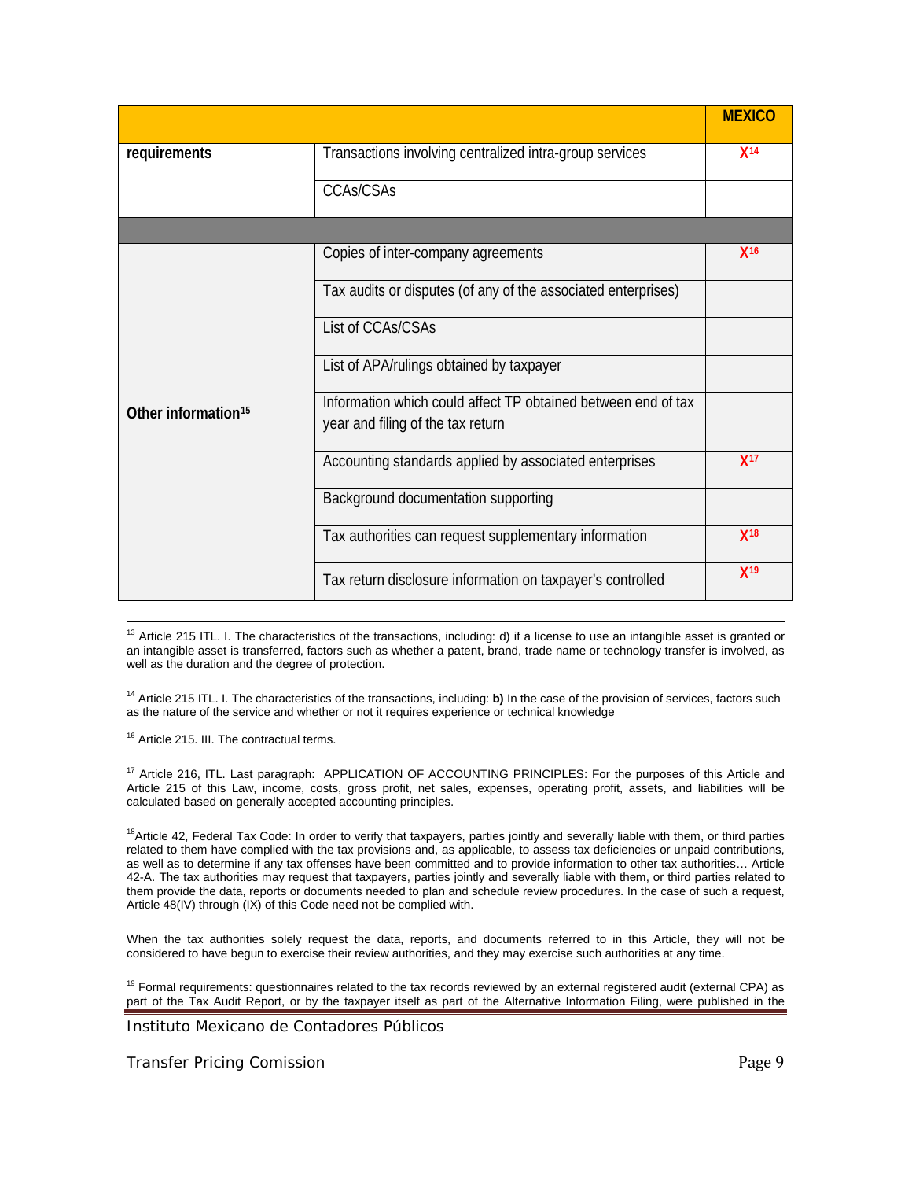| | | MEXICO |
|---|---|---|
| requirements | Transactions involving centralized intra-group services | X[14] |
| | CCAs/CSAs | |
| | | |
| Other information[15] | Copies of inter-company agreements | X[16] |
| | Tax audits or disputes (of any of the associated enterprises) | |
| | List of CCAs/CSAs | |
| | List of APA/rulings obtained by taxpayer | |
| | Information which could affect TP obtained between end of tax year and filing of the tax return | |
| | Accounting standards applied by associated enterprises | X[17] |
| | Background documentation supporting | |
| | Tax authorities can request supplementary information | X[18] |
| | Tax return disclosure information on taxpayer's controlled | X[19] |

[13] Article 215 ITL. I. The characteristics of the transactions, including: d) if a license to use an intangible asset is granted or an intangible asset is transferred, factors such as whether a patent, brand, trade name or technology transfer is involved, as well as the duration and the degree of protection.

[14] Article 215 ITL. I. The characteristics of the transactions, including: **b)** In the case of the provision of services, factors such as the nature of the service and whether or not it requires experience or technical knowledge

[16] Article 215. III. The contractual terms.

[17] Article 216, ITL. Last paragraph: APPLICATION OF ACCOUNTING PRINCIPLES: For the purposes of this Article and Article 215 of this Law, income, costs, gross profit, net sales, expenses, operating profit, assets, and liabilities will be calculated based on generally accepted accounting principles.

[18] Article 42, Federal Tax Code: In order to verify that taxpayers, parties jointly and severally liable with them, or third parties related to them have complied with the tax provisions and, as applicable, to assess tax deficiencies or unpaid contributions, as well as to determine if any tax offenses have been committed and to provide information to other tax authorities… Article 42-A. The tax authorities may request that taxpayers, parties jointly and severally liable with them, or third parties related to them provide the data, reports or documents needed to plan and schedule review procedures. In the case of such a request, Article 48(IV) through (IX) of this Code need not be complied with.

When the tax authorities solely request the data, reports, and documents referred to in this Article, they will not be considered to have begun to exercise their review authorities, and they may exercise such authorities at any time.

[19] Formal requirements: questionnaires related to the tax records reviewed by an external registered audit (external CPA) as part of the Tax Audit Report, or by the taxpayer itself as part of the Alternative Information Filing, were published in the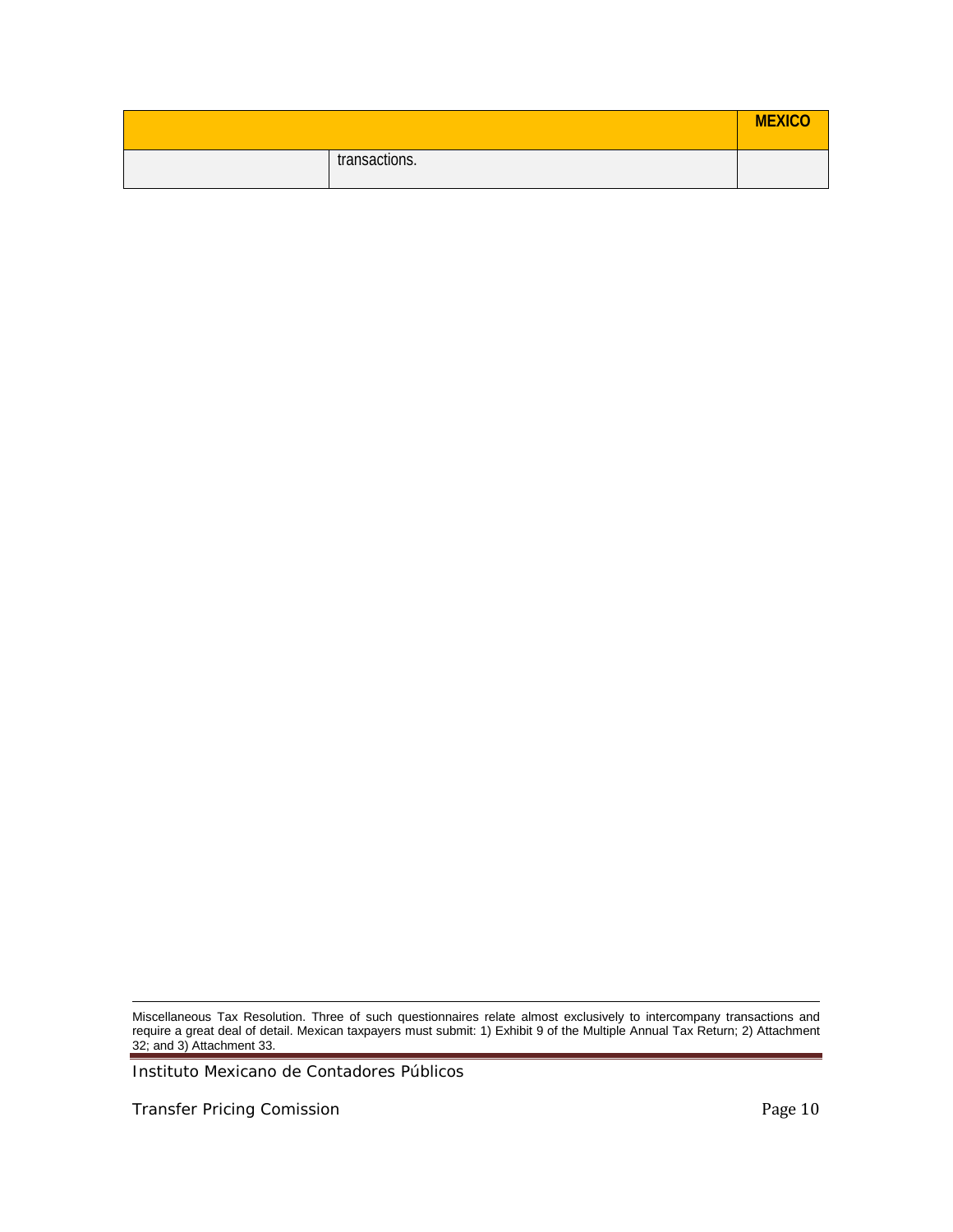| | | MEXICO |
|---|---|---|
| | transactions. | |

Miscellaneous Tax Resolution. Three of such questionnaires relate almost exclusively to intercompany transactions and require a great deal of detail. Mexican taxpayers must submit: 1) Exhibit 9 of the Multiple Annual Tax Return; 2) Attachment 32; and 3) Attachment 33.